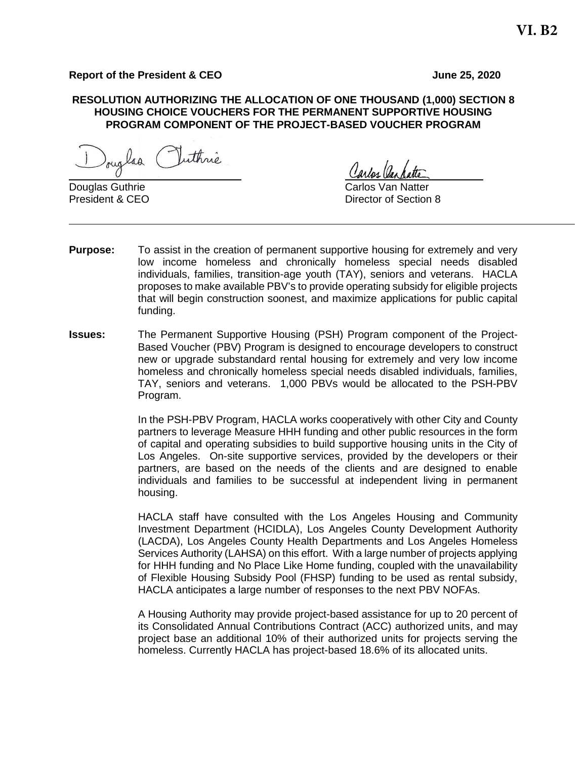**VI. B2**

**Report of the President & CEO** **June 25, 2020**

**RESOLUTION AUTHORIZING THE ALLOCATION OF ONE THOUSAND (1,000) SECTION 8 HOUSING CHOICE VOUCHERS FOR THE PERMANENT SUPPORTIVE HOUSING PROGRAM COMPONENT OF THE PROJECT-BASED VOUCHER PROGRAM**

Douglas Guthrie
President & CEO

Carlos Van Natter
Director of Section 8

---

**Purpose:** To assist in the creation of permanent supportive housing for extremely and very low income homeless and chronically homeless special needs disabled individuals, families, transition-age youth (TAY), seniors and veterans. HACLA proposes to make available PBV's to provide operating subsidy for eligible projects that will begin construction soonest, and maximize applications for public capital funding.

**Issues:** The Permanent Supportive Housing (PSH) Program component of the Project-Based Voucher (PBV) Program is designed to encourage developers to construct new or upgrade substandard rental housing for extremely and very low income homeless and chronically homeless special needs disabled individuals, families, TAY, seniors and veterans. 1,000 PBVs would be allocated to the PSH-PBV Program.

In the PSH-PBV Program, HACLA works cooperatively with other City and County partners to leverage Measure HHH funding and other public resources in the form of capital and operating subsidies to build supportive housing units in the City of Los Angeles. On-site supportive services, provided by the developers or their partners, are based on the needs of the clients and are designed to enable individuals and families to be successful at independent living in permanent housing.

HACLA staff have consulted with the Los Angeles Housing and Community Investment Department (HCIDLA), Los Angeles County Development Authority (LACDA), Los Angeles County Health Departments and Los Angeles Homeless Services Authority (LAHSA) on this effort. With a large number of projects applying for HHH funding and No Place Like Home funding, coupled with the unavailability of Flexible Housing Subsidy Pool (FHSP) funding to be used as rental subsidy, HACLA anticipates a large number of responses to the next PBV NOFAs.

A Housing Authority may provide project-based assistance for up to 20 percent of its Consolidated Annual Contributions Contract (ACC) authorized units, and may project base an additional 10% of their authorized units for projects serving the homeless. Currently HACLA has project-based 18.6% of its allocated units.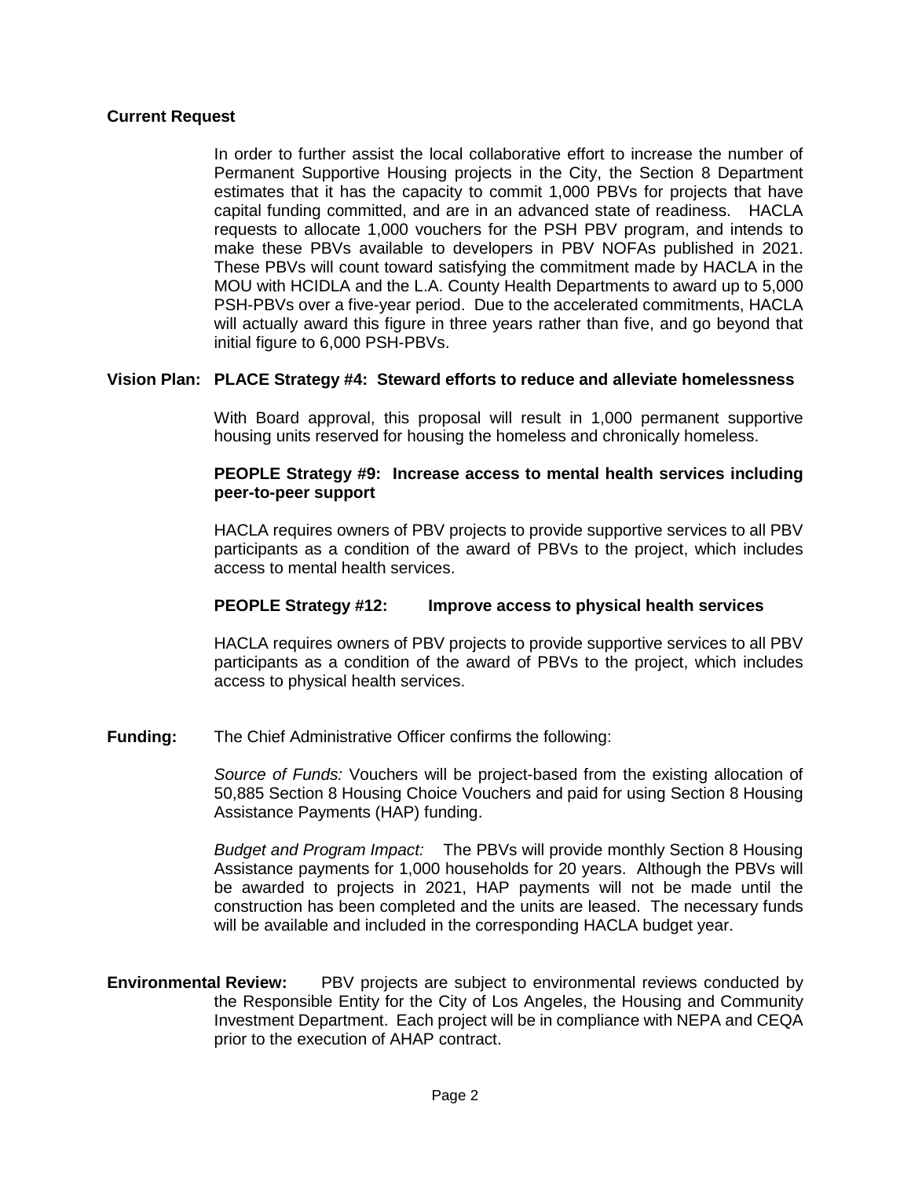**Current Request**

In order to further assist the local collaborative effort to increase the number of Permanent Supportive Housing projects in the City, the Section 8 Department estimates that it has the capacity to commit 1,000 PBVs for projects that have capital funding committed, and are in an advanced state of readiness. HACLA requests to allocate 1,000 vouchers for the PSH PBV program, and intends to make these PBVs available to developers in PBV NOFAs published in 2021. These PBVs will count toward satisfying the commitment made by HACLA in the MOU with HCIDLA and the L.A. County Health Departments to award up to 5,000 PSH-PBVs over a five-year period. Due to the accelerated commitments, HACLA will actually award this figure in three years rather than five, and go beyond that initial figure to 6,000 PSH-PBVs.

**Vision Plan: PLACE Strategy #4: Steward efforts to reduce and alleviate homelessness**

With Board approval, this proposal will result in 1,000 permanent supportive housing units reserved for housing the homeless and chronically homeless.

**PEOPLE Strategy #9: Increase access to mental health services including peer-to-peer support**

HACLA requires owners of PBV projects to provide supportive services to all PBV participants as a condition of the award of PBVs to the project, which includes access to mental health services.

**PEOPLE Strategy #12: Improve access to physical health services**

HACLA requires owners of PBV projects to provide supportive services to all PBV participants as a condition of the award of PBVs to the project, which includes access to physical health services.

**Funding:** The Chief Administrative Officer confirms the following:

*Source of Funds:* Vouchers will be project-based from the existing allocation of 50,885 Section 8 Housing Choice Vouchers and paid for using Section 8 Housing Assistance Payments (HAP) funding.

*Budget and Program Impact:* The PBVs will provide monthly Section 8 Housing Assistance payments for 1,000 households for 20 years. Although the PBVs will be awarded to projects in 2021, HAP payments will not be made until the construction has been completed and the units are leased. The necessary funds will be available and included in the corresponding HACLA budget year.

**Environmental Review:** PBV projects are subject to environmental reviews conducted by the Responsible Entity for the City of Los Angeles, the Housing and Community Investment Department. Each project will be in compliance with NEPA and CEQA prior to the execution of AHAP contract.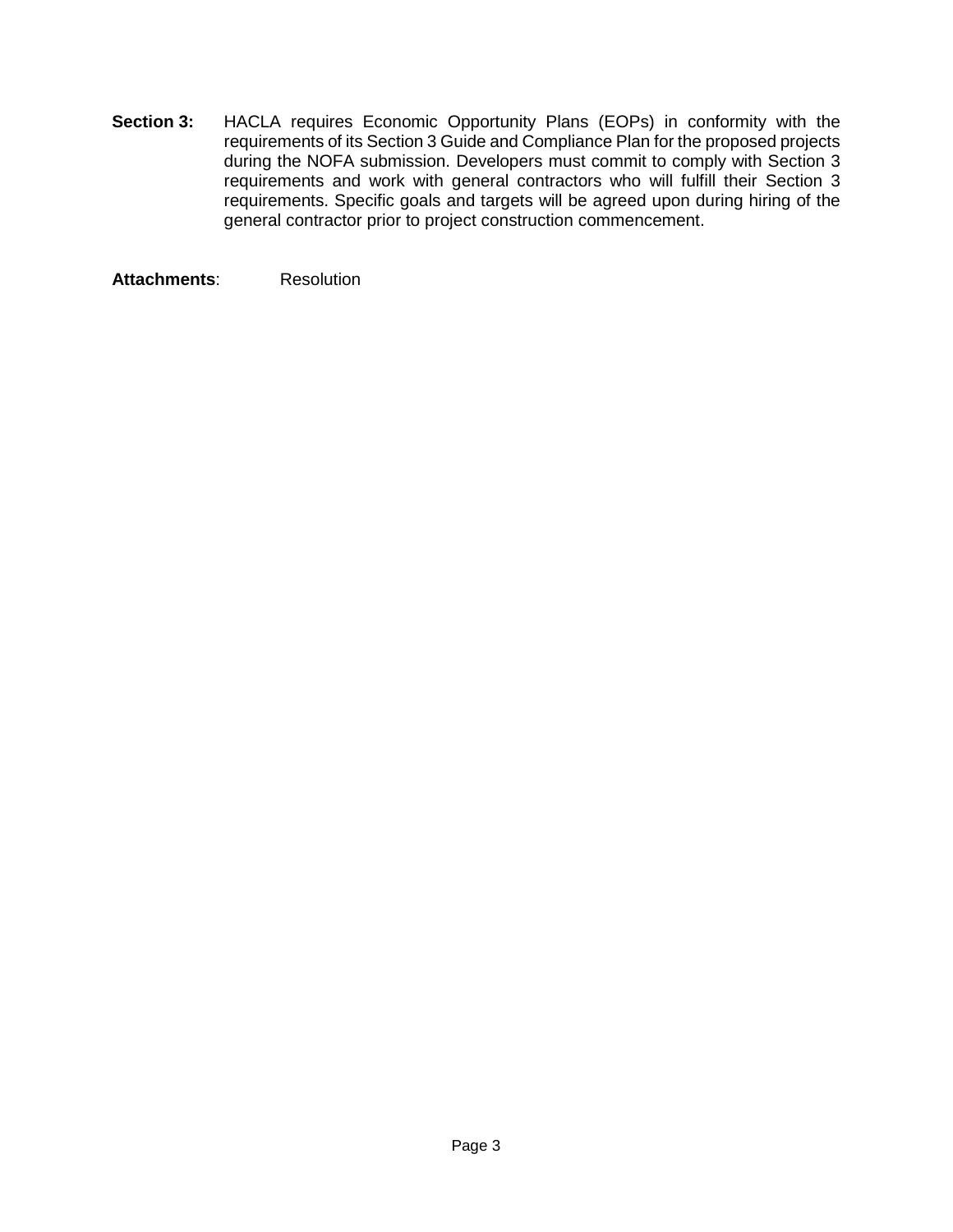**Section 3:** HACLA requires Economic Opportunity Plans (EOPs) in conformity with the requirements of its Section 3 Guide and Compliance Plan for the proposed projects during the NOFA submission. Developers must commit to comply with Section 3 requirements and work with general contractors who will fulfill their Section 3 requirements. Specific goals and targets will be agreed upon during hiring of the general contractor prior to project construction commencement.

**Attachments**: Resolution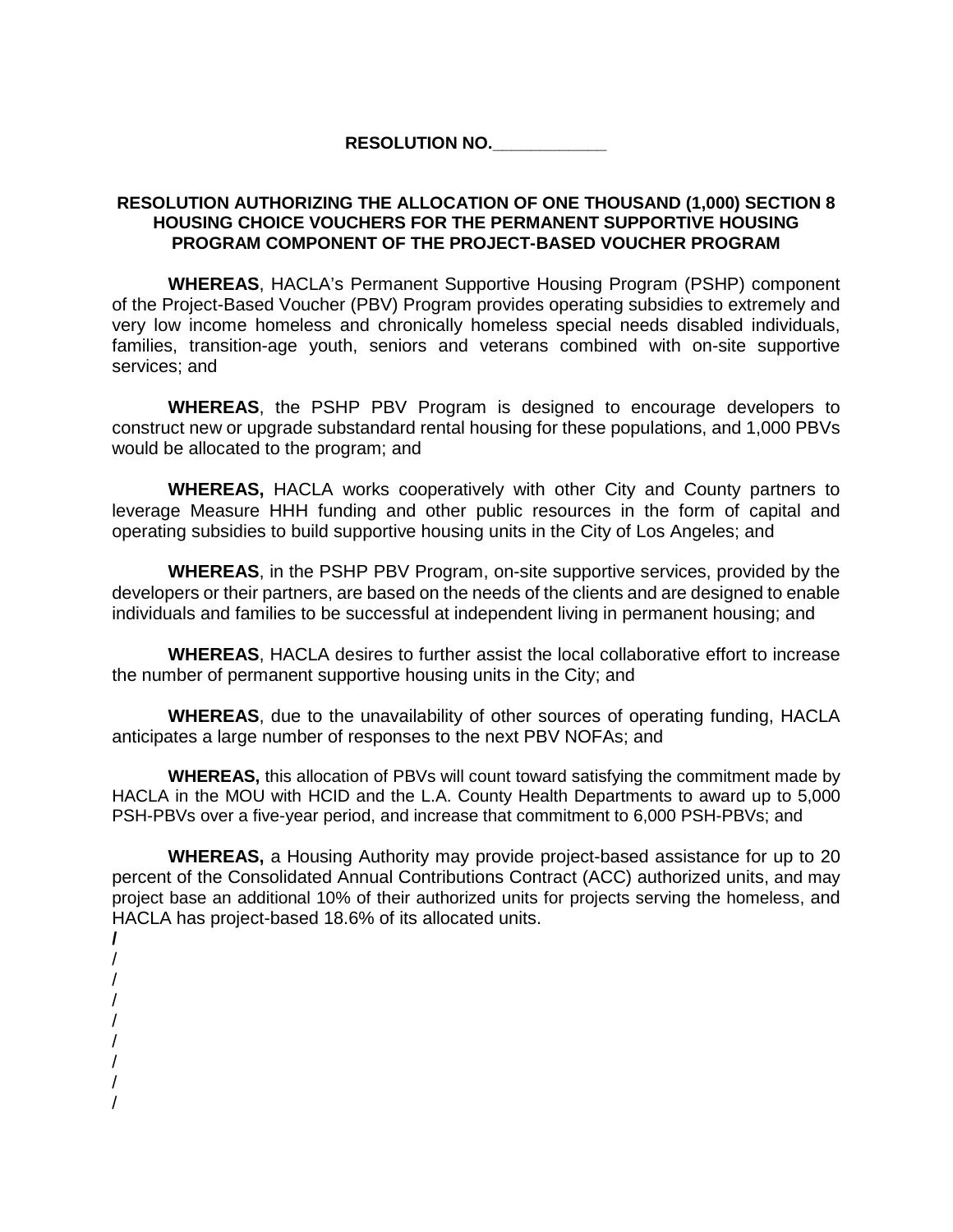**RESOLUTION NO.____________**

**RESOLUTION AUTHORIZING THE ALLOCATION OF ONE THOUSAND (1,000) SECTION 8 HOUSING CHOICE VOUCHERS FOR THE PERMANENT SUPPORTIVE HOUSING PROGRAM COMPONENT OF THE PROJECT-BASED VOUCHER PROGRAM**

**WHEREAS**, HACLA's Permanent Supportive Housing Program (PSHP) component of the Project-Based Voucher (PBV) Program provides operating subsidies to extremely and very low income homeless and chronically homeless special needs disabled individuals, families, transition-age youth, seniors and veterans combined with on-site supportive services; and

**WHEREAS**, the PSHP PBV Program is designed to encourage developers to construct new or upgrade substandard rental housing for these populations, and 1,000 PBVs would be allocated to the program; and

**WHEREAS,** HACLA works cooperatively with other City and County partners to leverage Measure HHH funding and other public resources in the form of capital and operating subsidies to build supportive housing units in the City of Los Angeles; and

**WHEREAS**, in the PSHP PBV Program, on-site supportive services, provided by the developers or their partners, are based on the needs of the clients and are designed to enable individuals and families to be successful at independent living in permanent housing; and

**WHEREAS**, HACLA desires to further assist the local collaborative effort to increase the number of permanent supportive housing units in the City; and

**WHEREAS**, due to the unavailability of other sources of operating funding, HACLA anticipates a large number of responses to the next PBV NOFAs; and

**WHEREAS,** this allocation of PBVs will count toward satisfying the commitment made by HACLA in the MOU with HCID and the L.A. County Health Departments to award up to 5,000 PSH-PBVs over a five-year period, and increase that commitment to 6,000 PSH-PBVs; and

**WHEREAS,** a Housing Authority may provide project-based assistance for up to 20 percent of the Consolidated Annual Contributions Contract (ACC) authorized units, and may project base an additional 10% of their authorized units for projects serving the homeless, and HACLA has project-based 18.6% of its allocated units.

/
/
/
/
/
/
/
/
/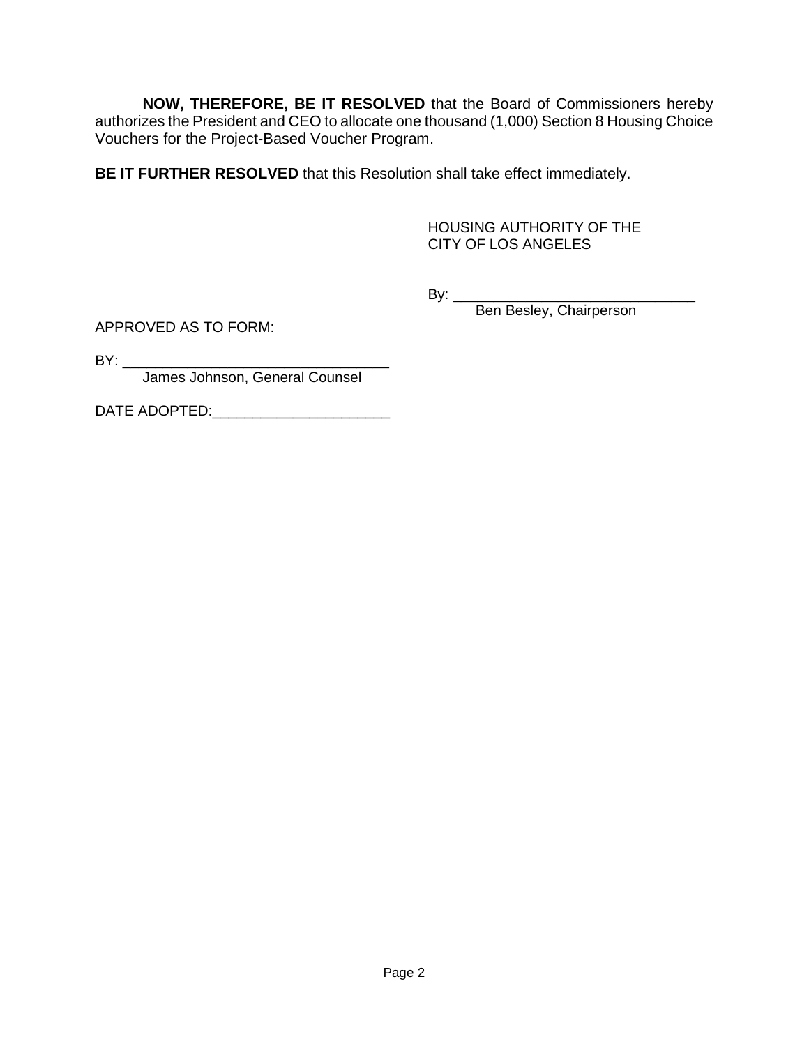**NOW, THEREFORE, BE IT RESOLVED** that the Board of Commissioners hereby authorizes the President and CEO to allocate one thousand (1,000) Section 8 Housing Choice Vouchers for the Project-Based Voucher Program.

**BE IT FURTHER RESOLVED** that this Resolution shall take effect immediately.

HOUSING AUTHORITY OF THE
CITY OF LOS ANGELES

By: ______________________________
Ben Besley, Chairperson

APPROVED AS TO FORM:

BY: ________________________________
James Johnson, General Counsel

DATE ADOPTED:______________________